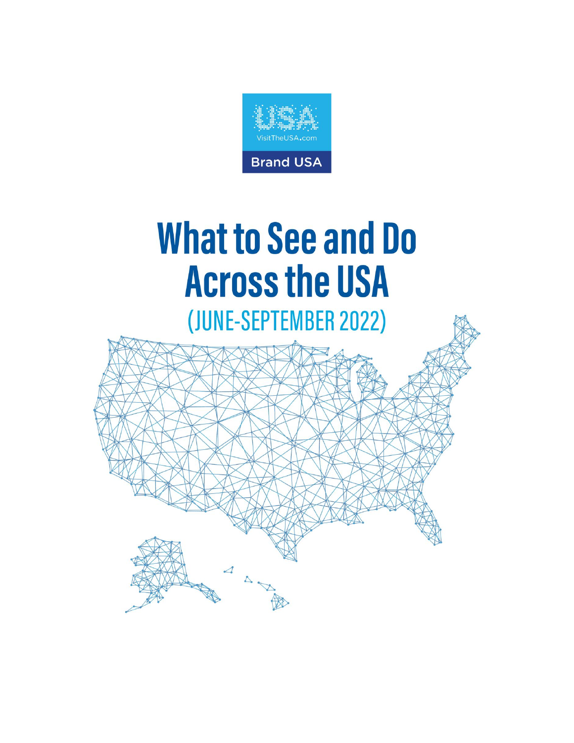USA

VisitTheUSA.com

Brand USA

# What to See and Do Across the USA

## (JUNE-SEPTEMBER 2022)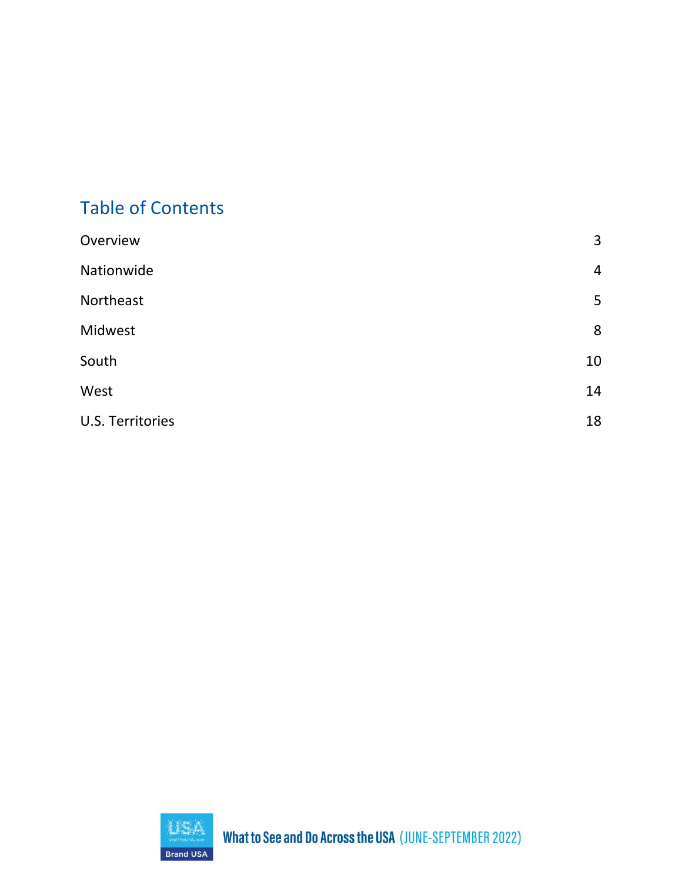## Table of Contents

| | |
|---|---|
| Overview | 3 |
| Nationwide | 4 |
| Northeast | 5 |
| Midwest | 8 |
| South | 10 |
| West | 14 |
| U.S. Territories | 18 |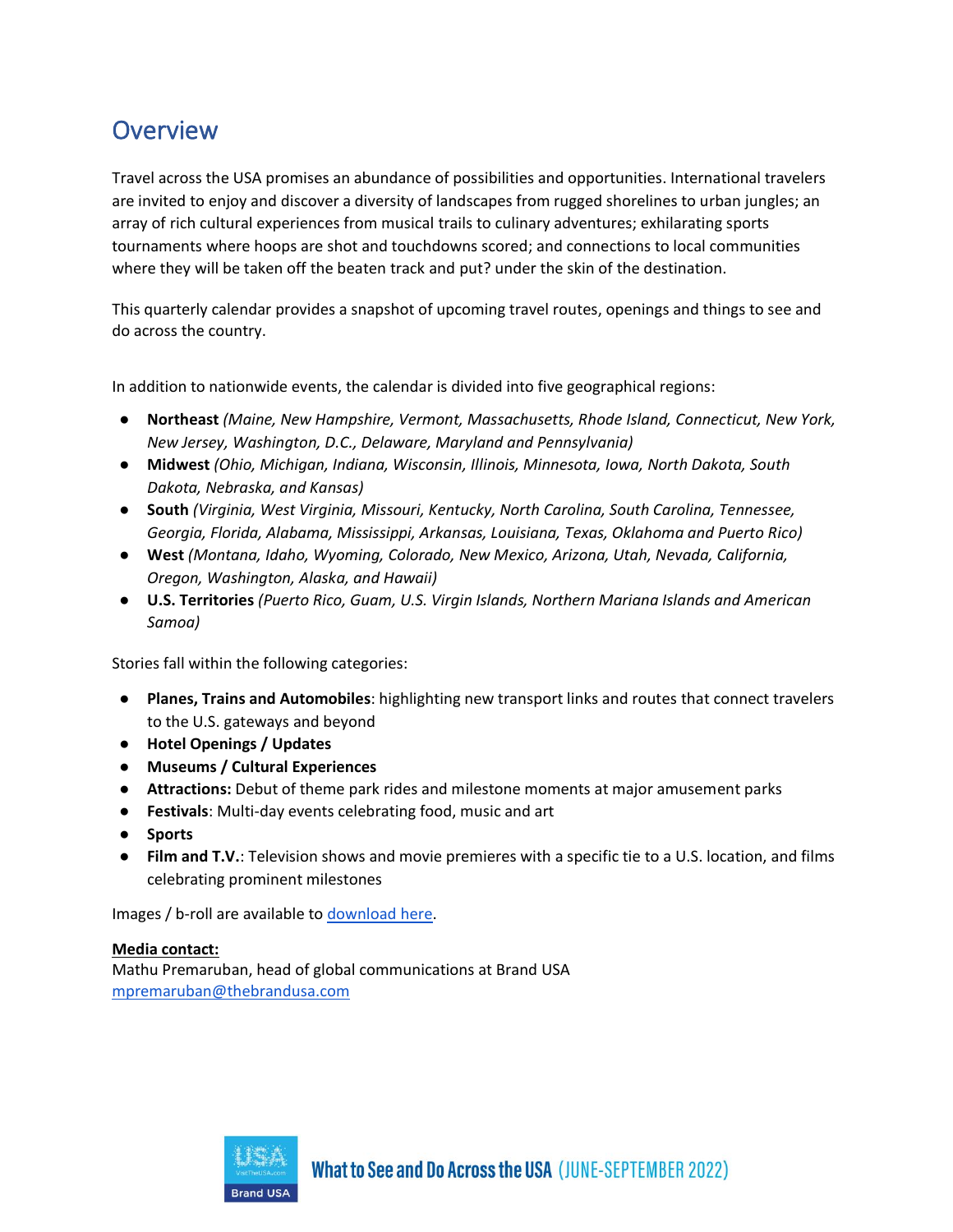# Overview

Travel across the USA promises an abundance of possibilities and opportunities. International travelers are invited to enjoy and discover a diversity of landscapes from rugged shorelines to urban jungles; an array of rich cultural experiences from musical trails to culinary adventures; exhilarating sports tournaments where hoops are shot and touchdowns scored; and connections to local communities where they will be taken off the beaten track and put? under the skin of the destination.

This quarterly calendar provides a snapshot of upcoming travel routes, openings and things to see and do across the country.

In addition to nationwide events, the calendar is divided into five geographical regions:

- **Northeast** *(Maine, New Hampshire, Vermont, Massachusetts, Rhode Island, Connecticut, New York, New Jersey, Washington, D.C., Delaware, Maryland and Pennsylvania)*
- **Midwest** *(Ohio, Michigan, Indiana, Wisconsin, Illinois, Minnesota, Iowa, North Dakota, South Dakota, Nebraska, and Kansas)*
- **South** *(Virginia, West Virginia, Missouri, Kentucky, North Carolina, South Carolina, Tennessee, Georgia, Florida, Alabama, Mississippi, Arkansas, Louisiana, Texas, Oklahoma and Puerto Rico)*
- **West** *(Montana, Idaho, Wyoming, Colorado, New Mexico, Arizona, Utah, Nevada, California, Oregon, Washington, Alaska, and Hawaii)*
- **U.S. Territories** *(Puerto Rico, Guam, U.S. Virgin Islands, Northern Mariana Islands and American Samoa)*

Stories fall within the following categories:

- **Planes, Trains and Automobiles**: highlighting new transport links and routes that connect travelers to the U.S. gateways and beyond
- **Hotel Openings / Updates**
- **Museums / Cultural Experiences**
- **Attractions:** Debut of theme park rides and milestone moments at major amusement parks
- **Festivals**: Multi-day events celebrating food, music and art
- **Sports**
- **Film and T.V.**: Television shows and movie premieres with a specific tie to a U.S. location, and films celebrating prominent milestones

Images / b-roll are available to [download here](download here).

**Media contact:**
Mathu Premaruban, head of global communications at Brand USA
[mpremaruban@thebrandusa.com](mailto:mpremaruban@thebrandusa.com)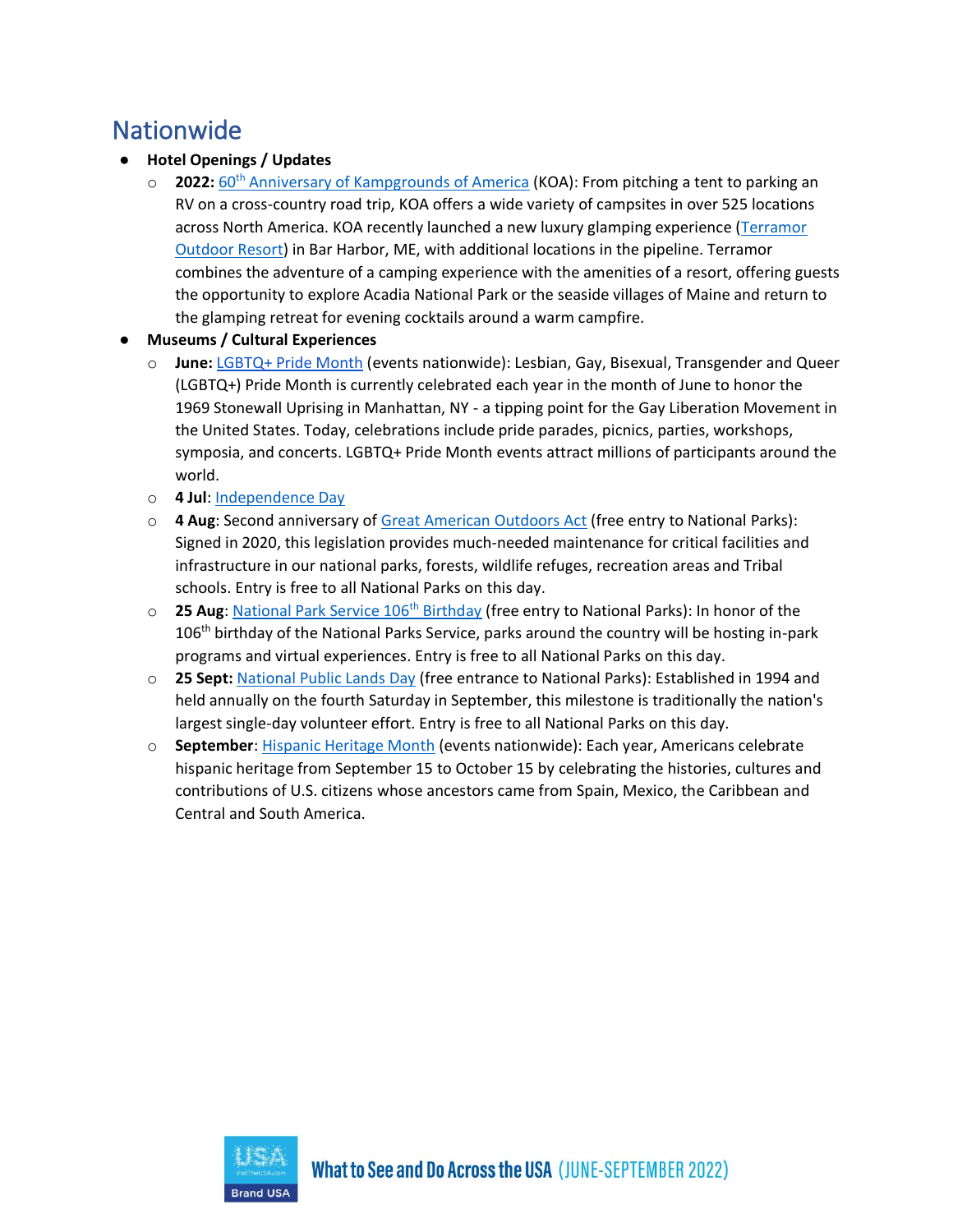## Nationwide

- **Hotel Openings / Updates**
  - **2022:** 60th Anniversary of Kampgrounds of America (KOA): From pitching a tent to parking an RV on a cross-country road trip, KOA offers a wide variety of campsites in over 525 locations across North America. KOA recently launched a new luxury glamping experience (Terramor Outdoor Resort) in Bar Harbor, ME, with additional locations in the pipeline. Terramor combines the adventure of a camping experience with the amenities of a resort, offering guests the opportunity to explore Acadia National Park or the seaside villages of Maine and return to the glamping retreat for evening cocktails around a warm campfire.
- **Museums / Cultural Experiences**
  - **June:** LGBTQ+ Pride Month (events nationwide): Lesbian, Gay, Bisexual, Transgender and Queer (LGBTQ+) Pride Month is currently celebrated each year in the month of June to honor the 1969 Stonewall Uprising in Manhattan, NY - a tipping point for the Gay Liberation Movement in the United States. Today, celebrations include pride parades, picnics, parties, workshops, symposia, and concerts. LGBTQ+ Pride Month events attract millions of participants around the world.
  - **4 Jul**: Independence Day
  - **4 Aug**: Second anniversary of Great American Outdoors Act (free entry to National Parks): Signed in 2020, this legislation provides much-needed maintenance for critical facilities and infrastructure in our national parks, forests, wildlife refuges, recreation areas and Tribal schools. Entry is free to all National Parks on this day.
  - **25 Aug**: National Park Service 106th Birthday (free entry to National Parks): In honor of the 106th birthday of the National Parks Service, parks around the country will be hosting in-park programs and virtual experiences. Entry is free to all National Parks on this day.
  - **25 Sept:** National Public Lands Day (free entrance to National Parks): Established in 1994 and held annually on the fourth Saturday in September, this milestone is traditionally the nation's largest single-day volunteer effort. Entry is free to all National Parks on this day.
  - **September**: Hispanic Heritage Month (events nationwide): Each year, Americans celebrate hispanic heritage from September 15 to October 15 by celebrating the histories, cultures and contributions of U.S. citizens whose ancestors came from Spain, Mexico, the Caribbean and Central and South America.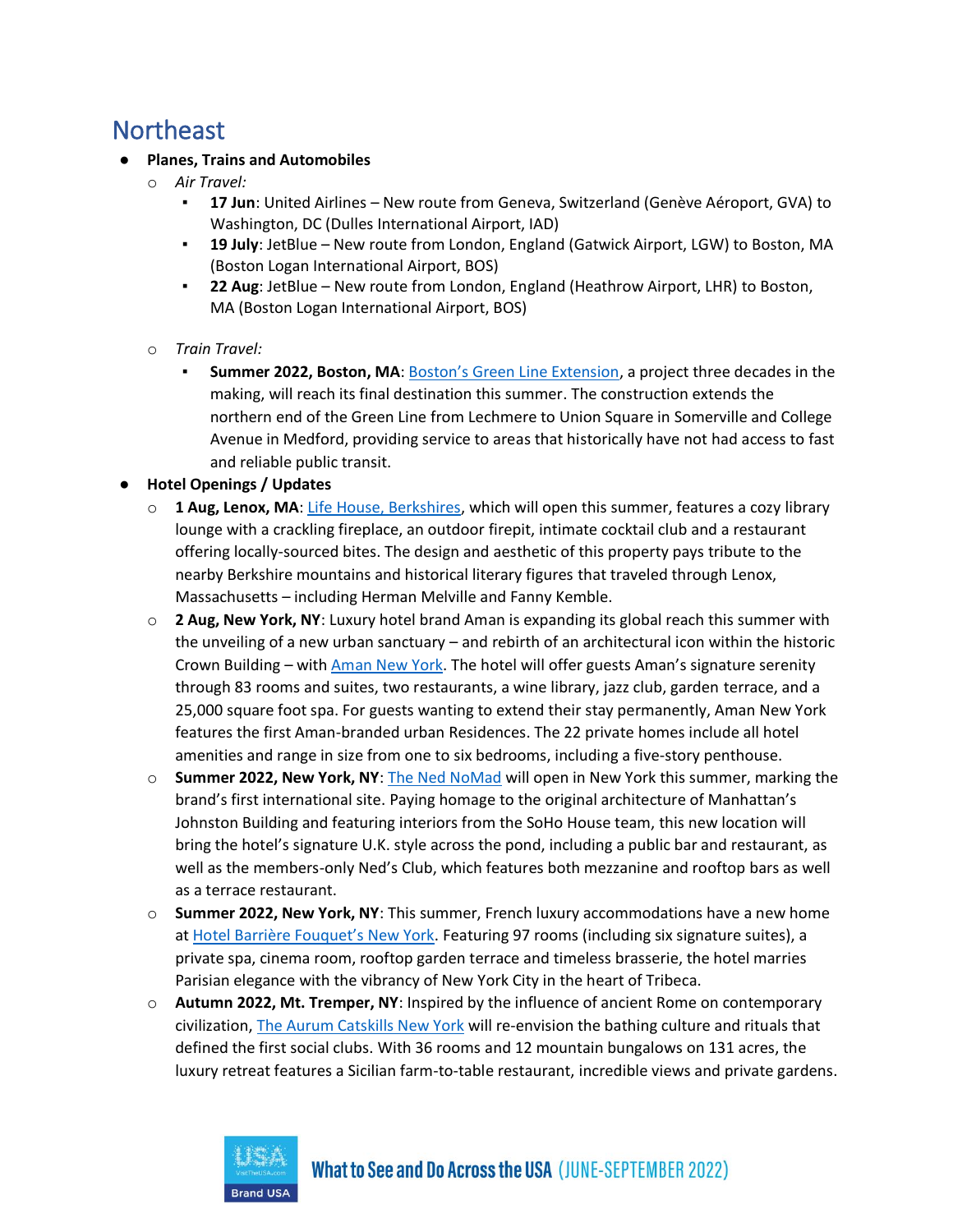# Northeast

- **Planes, Trains and Automobiles**
  - *Air Travel:*
    - **17 Jun**: United Airlines – New route from Geneva, Switzerland (Genève Aéroport, GVA) to Washington, DC (Dulles International Airport, IAD)
    - **19 July**: JetBlue – New route from London, England (Gatwick Airport, LGW) to Boston, MA (Boston Logan International Airport, BOS)
    - **22 Aug**: JetBlue – New route from London, England (Heathrow Airport, LHR) to Boston, MA (Boston Logan International Airport, BOS)
  - *Train Travel:*
    - **Summer 2022, Boston, MA**: Boston's Green Line Extension, a project three decades in the making, will reach its final destination this summer. The construction extends the northern end of the Green Line from Lechmere to Union Square in Somerville and College Avenue in Medford, providing service to areas that historically have not had access to fast and reliable public transit.
- **Hotel Openings / Updates**
  - **1 Aug, Lenox, MA**: Life House, Berkshires, which will open this summer, features a cozy library lounge with a crackling fireplace, an outdoor firepit, intimate cocktail club and a restaurant offering locally-sourced bites. The design and aesthetic of this property pays tribute to the nearby Berkshire mountains and historical literary figures that traveled through Lenox, Massachusetts – including Herman Melville and Fanny Kemble.
  - **2 Aug, New York, NY**: Luxury hotel brand Aman is expanding its global reach this summer with the unveiling of a new urban sanctuary – and rebirth of an architectural icon within the historic Crown Building – with Aman New York. The hotel will offer guests Aman's signature serenity through 83 rooms and suites, two restaurants, a wine library, jazz club, garden terrace, and a 25,000 square foot spa. For guests wanting to extend their stay permanently, Aman New York features the first Aman-branded urban Residences. The 22 private homes include all hotel amenities and range in size from one to six bedrooms, including a five-story penthouse.
  - **Summer 2022, New York, NY**: The Ned NoMad will open in New York this summer, marking the brand's first international site. Paying homage to the original architecture of Manhattan's Johnston Building and featuring interiors from the SoHo House team, this new location will bring the hotel's signature U.K. style across the pond, including a public bar and restaurant, as well as the members-only Ned's Club, which features both mezzanine and rooftop bars as well as a terrace restaurant.
  - **Summer 2022, New York, NY**: This summer, French luxury accommodations have a new home at Hotel Barrière Fouquet's New York. Featuring 97 rooms (including six signature suites), a private spa, cinema room, rooftop garden terrace and timeless brasserie, the hotel marries Parisian elegance with the vibrancy of New York City in the heart of Tribeca.
  - **Autumn 2022, Mt. Tremper, NY**: Inspired by the influence of ancient Rome on contemporary civilization, The Aurum Catskills New York will re-envision the bathing culture and rituals that defined the first social clubs. With 36 rooms and 12 mountain bungalows on 131 acres, the luxury retreat features a Sicilian farm-to-table restaurant, incredible views and private gardens.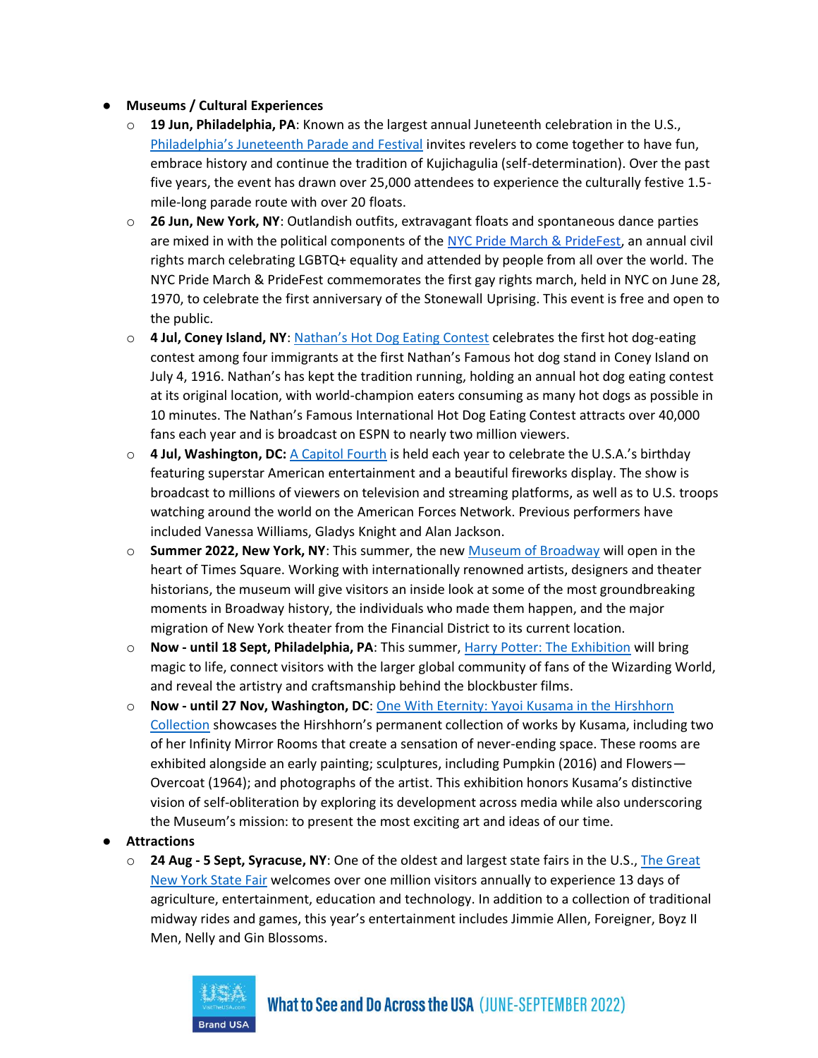- **Museums / Cultural Experiences**
  - **19 Jun, Philadelphia, PA**: Known as the largest annual Juneteenth celebration in the U.S., Philadelphia's Juneteenth Parade and Festival invites revelers to come together to have fun, embrace history and continue the tradition of Kujichagulia (self-determination). Over the past five years, the event has drawn over 25,000 attendees to experience the culturally festive 1.5-mile-long parade route with over 20 floats.
  - **26 Jun, New York, NY**: Outlandish outfits, extravagant floats and spontaneous dance parties are mixed in with the political components of the NYC Pride March & PrideFest, an annual civil rights march celebrating LGBTQ+ equality and attended by people from all over the world. The NYC Pride March & PrideFest commemorates the first gay rights march, held in NYC on June 28, 1970, to celebrate the first anniversary of the Stonewall Uprising. This event is free and open to the public.
  - **4 Jul, Coney Island, NY**: Nathan's Hot Dog Eating Contest celebrates the first hot dog-eating contest among four immigrants at the first Nathan's Famous hot dog stand in Coney Island on July 4, 1916. Nathan's has kept the tradition running, holding an annual hot dog eating contest at its original location, with world-champion eaters consuming as many hot dogs as possible in 10 minutes. The Nathan's Famous International Hot Dog Eating Contest attracts over 40,000 fans each year and is broadcast on ESPN to nearly two million viewers.
  - **4 Jul, Washington, DC:** A Capitol Fourth is held each year to celebrate the U.S.A.'s birthday featuring superstar American entertainment and a beautiful fireworks display. The show is broadcast to millions of viewers on television and streaming platforms, as well as to U.S. troops watching around the world on the American Forces Network. Previous performers have included Vanessa Williams, Gladys Knight and Alan Jackson.
  - **Summer 2022, New York, NY**: This summer, the new Museum of Broadway will open in the heart of Times Square. Working with internationally renowned artists, designers and theater historians, the museum will give visitors an inside look at some of the most groundbreaking moments in Broadway history, the individuals who made them happen, and the major migration of New York theater from the Financial District to its current location.
  - **Now - until 18 Sept, Philadelphia, PA**: This summer, Harry Potter: The Exhibition will bring magic to life, connect visitors with the larger global community of fans of the Wizarding World, and reveal the artistry and craftsmanship behind the blockbuster films.
  - **Now - until 27 Nov, Washington, DC**: One With Eternity: Yayoi Kusama in the Hirshhorn Collection showcases the Hirshhorn's permanent collection of works by Kusama, including two of her Infinity Mirror Rooms that create a sensation of never-ending space. These rooms are exhibited alongside an early painting; sculptures, including Pumpkin (2016) and Flowers—Overcoat (1964); and photographs of the artist. This exhibition honors Kusama's distinctive vision of self-obliteration by exploring its development across media while also underscoring the Museum's mission: to present the most exciting art and ideas of our time.
- **Attractions**
  - **24 Aug - 5 Sept, Syracuse, NY**: One of the oldest and largest state fairs in the U.S., The Great New York State Fair welcomes over one million visitors annually to experience 13 days of agriculture, entertainment, education and technology. In addition to a collection of traditional midway rides and games, this year's entertainment includes Jimmie Allen, Foreigner, Boyz II Men, Nelly and Gin Blossoms.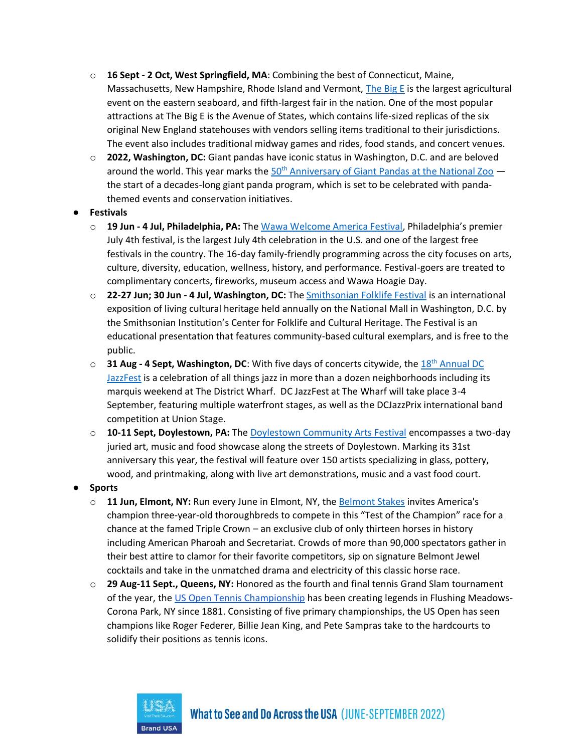- **16 Sept - 2 Oct, West Springfield, MA**: Combining the best of Connecticut, Maine, Massachusetts, New Hampshire, Rhode Island and Vermont, The Big E is the largest agricultural event on the eastern seaboard, and fifth-largest fair in the nation. One of the most popular attractions at The Big E is the Avenue of States, which contains life-sized replicas of the six original New England statehouses with vendors selling items traditional to their jurisdictions. The event also includes traditional midway games and rides, food stands, and concert venues.
- **2022, Washington, DC:** Giant pandas have iconic status in Washington, D.C. and are beloved around the world. This year marks the 50th Anniversary of Giant Pandas at the National Zoo — the start of a decades-long giant panda program, which is set to be celebrated with panda-themed events and conservation initiatives.

- **Festivals**
  - **19 Jun - 4 Jul, Philadelphia, PA:** The Wawa Welcome America Festival, Philadelphia's premier July 4th festival, is the largest July 4th celebration in the U.S. and one of the largest free festivals in the country. The 16-day family-friendly programming across the city focuses on arts, culture, diversity, education, wellness, history, and performance. Festival-goers are treated to complimentary concerts, fireworks, museum access and Wawa Hoagie Day.
  - **22-27 Jun; 30 Jun - 4 Jul, Washington, DC:** The Smithsonian Folklife Festival is an international exposition of living cultural heritage held annually on the National Mall in Washington, D.C. by the Smithsonian Institution's Center for Folklife and Cultural Heritage. The Festival is an educational presentation that features community-based cultural exemplars, and is free to the public.
  - **31 Aug - 4 Sept, Washington, DC**: With five days of concerts citywide, the 18th Annual DC JazzFest is a celebration of all things jazz in more than a dozen neighborhoods including its marquis weekend at The District Wharf. DC JazzFest at The Wharf will take place 3-4 September, featuring multiple waterfront stages, as well as the DCJazzPrix international band competition at Union Stage.
  - **10-11 Sept, Doylestown, PA:** The Doylestown Community Arts Festival encompasses a two-day juried art, music and food showcase along the streets of Doylestown. Marking its 31st anniversary this year, the festival will feature over 150 artists specializing in glass, pottery, wood, and printmaking, along with live art demonstrations, music and a vast food court.

- **Sports**
  - **11 Jun, Elmont, NY:** Run every June in Elmont, NY, the Belmont Stakes invites America's champion three-year-old thoroughbreds to compete in this "Test of the Champion" race for a chance at the famed Triple Crown – an exclusive club of only thirteen horses in history including American Pharoah and Secretariat. Crowds of more than 90,000 spectators gather in their best attire to clamor for their favorite competitors, sip on signature Belmont Jewel cocktails and take in the unmatched drama and electricity of this classic horse race.
  - **29 Aug-11 Sept., Queens, NY:** Honored as the fourth and final tennis Grand Slam tournament of the year, the US Open Tennis Championship has been creating legends in Flushing Meadows-Corona Park, NY since 1881. Consisting of five primary championships, the US Open has seen champions like Roger Federer, Billie Jean King, and Pete Sampras take to the hardcourts to solidify their positions as tennis icons.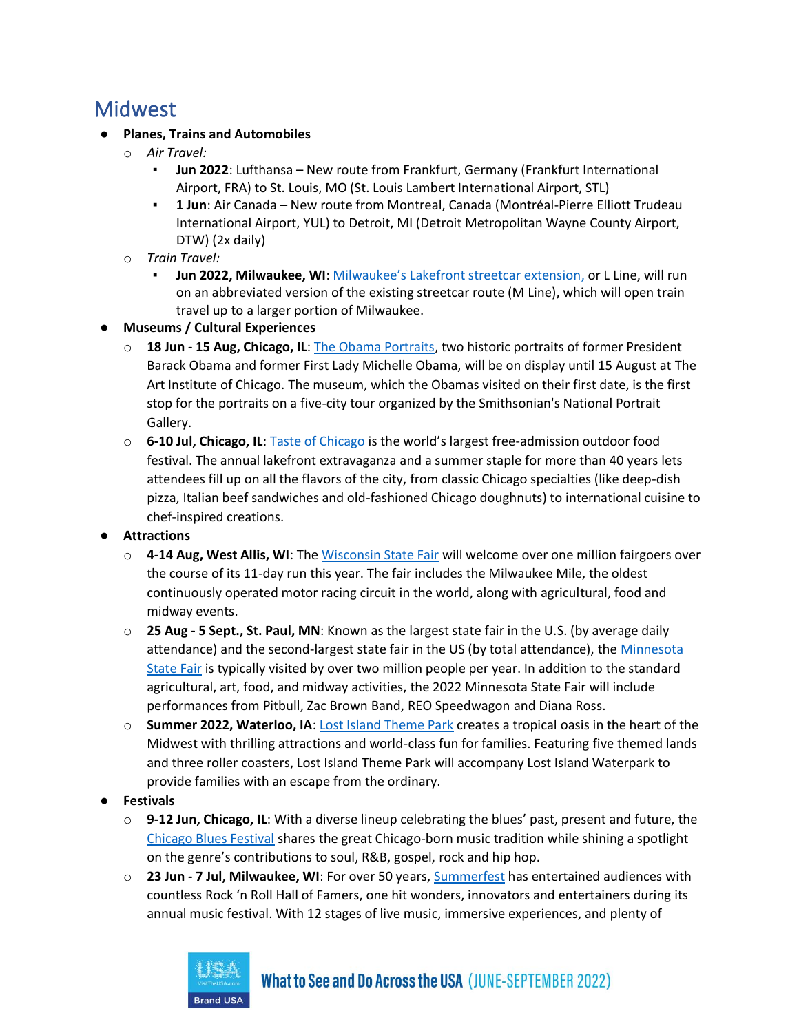# Midwest

- **Planes, Trains and Automobiles**
  - *Air Travel:*
    - **Jun 2022**: Lufthansa – New route from Frankfurt, Germany (Frankfurt International Airport, FRA) to St. Louis, MO (St. Louis Lambert International Airport, STL)
    - **1 Jun**: Air Canada – New route from Montreal, Canada (Montréal-Pierre Elliott Trudeau International Airport, YUL) to Detroit, MI (Detroit Metropolitan Wayne County Airport, DTW) (2x daily)
  - *Train Travel:*
    - **Jun 2022, Milwaukee, WI**: Milwaukee's Lakefront streetcar extension, or L Line, will run on an abbreviated version of the existing streetcar route (M Line), which will open train travel up to a larger portion of Milwaukee.
- **Museums / Cultural Experiences**
  - **18 Jun - 15 Aug, Chicago, IL**: The Obama Portraits, two historic portraits of former President Barack Obama and former First Lady Michelle Obama, will be on display until 15 August at The Art Institute of Chicago. The museum, which the Obamas visited on their first date, is the first stop for the portraits on a five-city tour organized by the Smithsonian's National Portrait Gallery.
  - **6-10 Jul, Chicago, IL**: Taste of Chicago is the world's largest free-admission outdoor food festival. The annual lakefront extravaganza and a summer staple for more than 40 years lets attendees fill up on all the flavors of the city, from classic Chicago specialties (like deep-dish pizza, Italian beef sandwiches and old-fashioned Chicago doughnuts) to international cuisine to chef-inspired creations.
- **Attractions**
  - **4-14 Aug, West Allis, WI**: The Wisconsin State Fair will welcome over one million fairgoers over the course of its 11-day run this year. The fair includes the Milwaukee Mile, the oldest continuously operated motor racing circuit in the world, along with agricultural, food and midway events.
  - **25 Aug - 5 Sept., St. Paul, MN**: Known as the largest state fair in the U.S. (by average daily attendance) and the second-largest state fair in the US (by total attendance), the Minnesota State Fair is typically visited by over two million people per year. In addition to the standard agricultural, art, food, and midway activities, the 2022 Minnesota State Fair will include performances from Pitbull, Zac Brown Band, REO Speedwagon and Diana Ross.
  - **Summer 2022, Waterloo, IA**: Lost Island Theme Park creates a tropical oasis in the heart of the Midwest with thrilling attractions and world-class fun for families. Featuring five themed lands and three roller coasters, Lost Island Theme Park will accompany Lost Island Waterpark to provide families with an escape from the ordinary.
- **Festivals**
  - **9-12 Jun, Chicago, IL**: With a diverse lineup celebrating the blues' past, present and future, the Chicago Blues Festival shares the great Chicago-born music tradition while shining a spotlight on the genre's contributions to soul, R&B, gospel, rock and hip hop.
  - **23 Jun - 7 Jul, Milwaukee, WI**: For over 50 years, Summerfest has entertained audiences with countless Rock 'n Roll Hall of Famers, one hit wonders, innovators and entertainers during its annual music festival. With 12 stages of live music, immersive experiences, and plenty of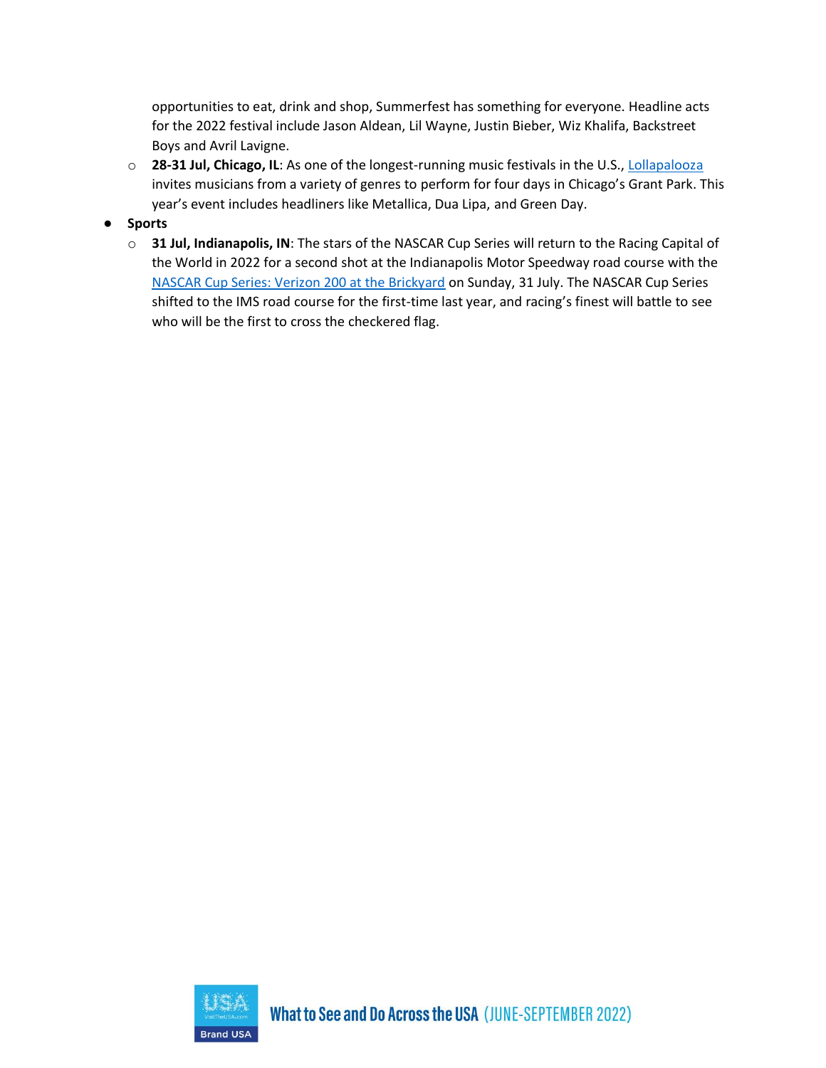opportunities to eat, drink and shop, Summerfest has something for everyone. Headline acts for the 2022 festival include Jason Aldean, Lil Wayne, Justin Bieber, Wiz Khalifa, Backstreet Boys and Avril Lavigne.

  - **28-31 Jul, Chicago, IL**: As one of the longest-running music festivals in the U.S., Lollapalooza invites musicians from a variety of genres to perform for four days in Chicago's Grant Park. This year's event includes headliners like Metallica, Dua Lipa, and Green Day.

- **Sports**
  - **31 Jul, Indianapolis, IN**: The stars of the NASCAR Cup Series will return to the Racing Capital of the World in 2022 for a second shot at the Indianapolis Motor Speedway road course with the NASCAR Cup Series: Verizon 200 at the Brickyard on Sunday, 31 July. The NASCAR Cup Series shifted to the IMS road course for the first-time last year, and racing's finest will battle to see who will be the first to cross the checkered flag.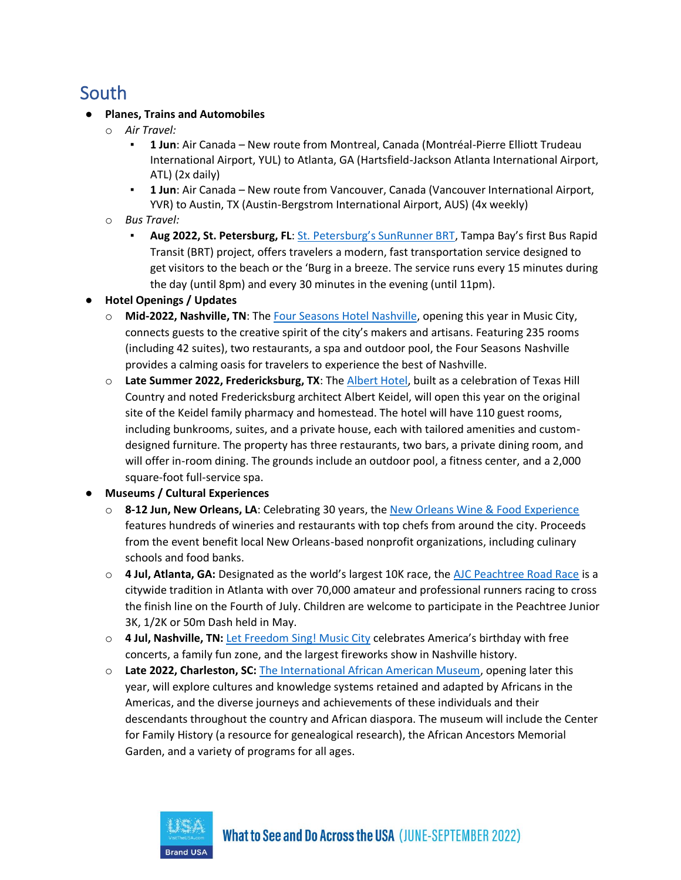## South

- **Planes, Trains and Automobiles**
  - *Air Travel:*
    - **1 Jun**: Air Canada – New route from Montreal, Canada (Montréal-Pierre Elliott Trudeau International Airport, YUL) to Atlanta, GA (Hartsfield-Jackson Atlanta International Airport, ATL) (2x daily)
    - **1 Jun**: Air Canada – New route from Vancouver, Canada (Vancouver International Airport, YVR) to Austin, TX (Austin-Bergstrom International Airport, AUS) (4x weekly)
  - *Bus Travel:*
    - **Aug 2022, St. Petersburg, FL**: St. Petersburg's SunRunner BRT, Tampa Bay's first Bus Rapid Transit (BRT) project, offers travelers a modern, fast transportation service designed to get visitors to the beach or the 'Burg in a breeze. The service runs every 15 minutes during the day (until 8pm) and every 30 minutes in the evening (until 11pm).
- **Hotel Openings / Updates**
  - **Mid-2022, Nashville, TN**: The Four Seasons Hotel Nashville, opening this year in Music City, connects guests to the creative spirit of the city's makers and artisans. Featuring 235 rooms (including 42 suites), two restaurants, a spa and outdoor pool, the Four Seasons Nashville provides a calming oasis for travelers to experience the best of Nashville.
  - **Late Summer 2022, Fredericksburg, TX**: The Albert Hotel, built as a celebration of Texas Hill Country and noted Fredericksburg architect Albert Keidel, will open this year on the original site of the Keidel family pharmacy and homestead. The hotel will have 110 guest rooms, including bunkrooms, suites, and a private house, each with tailored amenities and custom-designed furniture. The property has three restaurants, two bars, a private dining room, and will offer in-room dining. The grounds include an outdoor pool, a fitness center, and a 2,000 square-foot full-service spa.
- **Museums / Cultural Experiences**
  - **8-12 Jun, New Orleans, LA**: Celebrating 30 years, the New Orleans Wine & Food Experience features hundreds of wineries and restaurants with top chefs from around the city. Proceeds from the event benefit local New Orleans-based nonprofit organizations, including culinary schools and food banks.
  - **4 Jul, Atlanta, GA:** Designated as the world's largest 10K race, the AJC Peachtree Road Race is a citywide tradition in Atlanta with over 70,000 amateur and professional runners racing to cross the finish line on the Fourth of July. Children are welcome to participate in the Peachtree Junior 3K, 1/2K or 50m Dash held in May.
  - **4 Jul, Nashville, TN:** Let Freedom Sing! Music City celebrates America's birthday with free concerts, a family fun zone, and the largest fireworks show in Nashville history.
  - **Late 2022, Charleston, SC:** The International African American Museum, opening later this year, will explore cultures and knowledge systems retained and adapted by Africans in the Americas, and the diverse journeys and achievements of these individuals and their descendants throughout the country and African diaspora. The museum will include the Center for Family History (a resource for genealogical research), the African Ancestors Memorial Garden, and a variety of programs for all ages.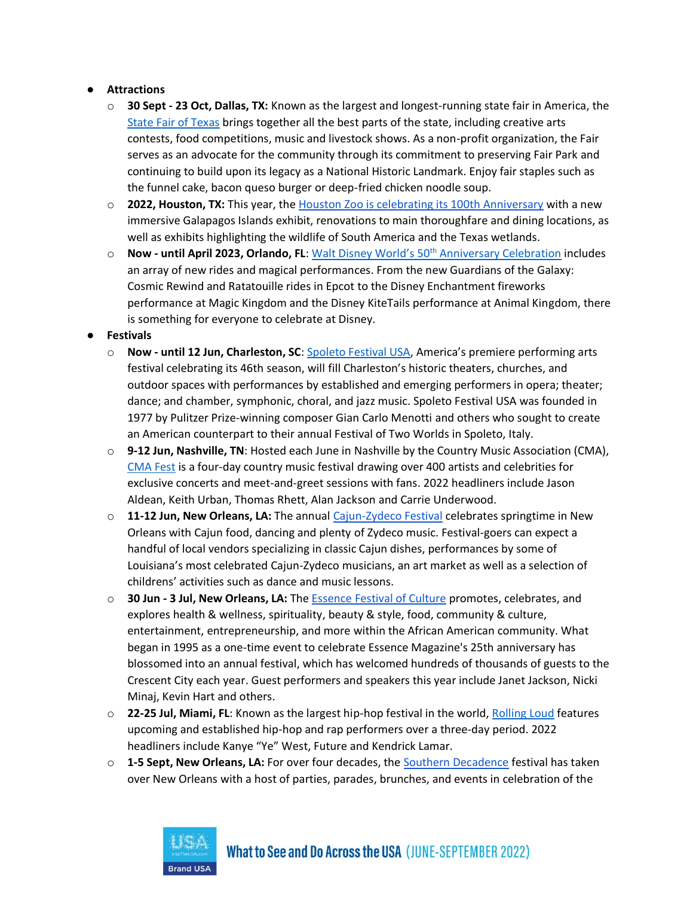- **Attractions**
  - **30 Sept - 23 Oct, Dallas, TX:** Known as the largest and longest-running state fair in America, the State Fair of Texas brings together all the best parts of the state, including creative arts contests, food competitions, music and livestock shows. As a non-profit organization, the Fair serves as an advocate for the community through its commitment to preserving Fair Park and continuing to build upon its legacy as a National Historic Landmark. Enjoy fair staples such as the funnel cake, bacon queso burger or deep-fried chicken noodle soup.
  - **2022, Houston, TX:** This year, the Houston Zoo is celebrating its 100th Anniversary with a new immersive Galapagos Islands exhibit, renovations to main thoroughfare and dining locations, as well as exhibits highlighting the wildlife of South America and the Texas wetlands.
  - **Now - until April 2023, Orlando, FL**: Walt Disney World's 50th Anniversary Celebration includes an array of new rides and magical performances. From the new Guardians of the Galaxy: Cosmic Rewind and Ratatouille rides in Epcot to the Disney Enchantment fireworks performance at Magic Kingdom and the Disney KiteTails performance at Animal Kingdom, there is something for everyone to celebrate at Disney.
- **Festivals**
  - **Now - until 12 Jun, Charleston, SC**: Spoleto Festival USA, America's premiere performing arts festival celebrating its 46th season, will fill Charleston's historic theaters, churches, and outdoor spaces with performances by established and emerging performers in opera; theater; dance; and chamber, symphonic, choral, and jazz music. Spoleto Festival USA was founded in 1977 by Pulitzer Prize-winning composer Gian Carlo Menotti and others who sought to create an American counterpart to their annual Festival of Two Worlds in Spoleto, Italy.
  - **9-12 Jun, Nashville, TN**: Hosted each June in Nashville by the Country Music Association (CMA), CMA Fest is a four-day country music festival drawing over 400 artists and celebrities for exclusive concerts and meet-and-greet sessions with fans. 2022 headliners include Jason Aldean, Keith Urban, Thomas Rhett, Alan Jackson and Carrie Underwood.
  - **11-12 Jun, New Orleans, LA:** The annual Cajun-Zydeco Festival celebrates springtime in New Orleans with Cajun food, dancing and plenty of Zydeco music. Festival-goers can expect a handful of local vendors specializing in classic Cajun dishes, performances by some of Louisiana's most celebrated Cajun-Zydeco musicians, an art market as well as a selection of childrens' activities such as dance and music lessons.
  - **30 Jun - 3 Jul, New Orleans, LA:** The Essence Festival of Culture promotes, celebrates, and explores health & wellness, spirituality, beauty & style, food, community & culture, entertainment, entrepreneurship, and more within the African American community. What began in 1995 as a one-time event to celebrate Essence Magazine's 25th anniversary has blossomed into an annual festival, which has welcomed hundreds of thousands of guests to the Crescent City each year. Guest performers and speakers this year include Janet Jackson, Nicki Minaj, Kevin Hart and others.
  - **22-25 Jul, Miami, FL**: Known as the largest hip-hop festival in the world, Rolling Loud features upcoming and established hip-hop and rap performers over a three-day period. 2022 headliners include Kanye "Ye" West, Future and Kendrick Lamar.
  - **1-5 Sept, New Orleans, LA:** For over four decades, the Southern Decadence festival has taken over New Orleans with a host of parties, parades, brunches, and events in celebration of the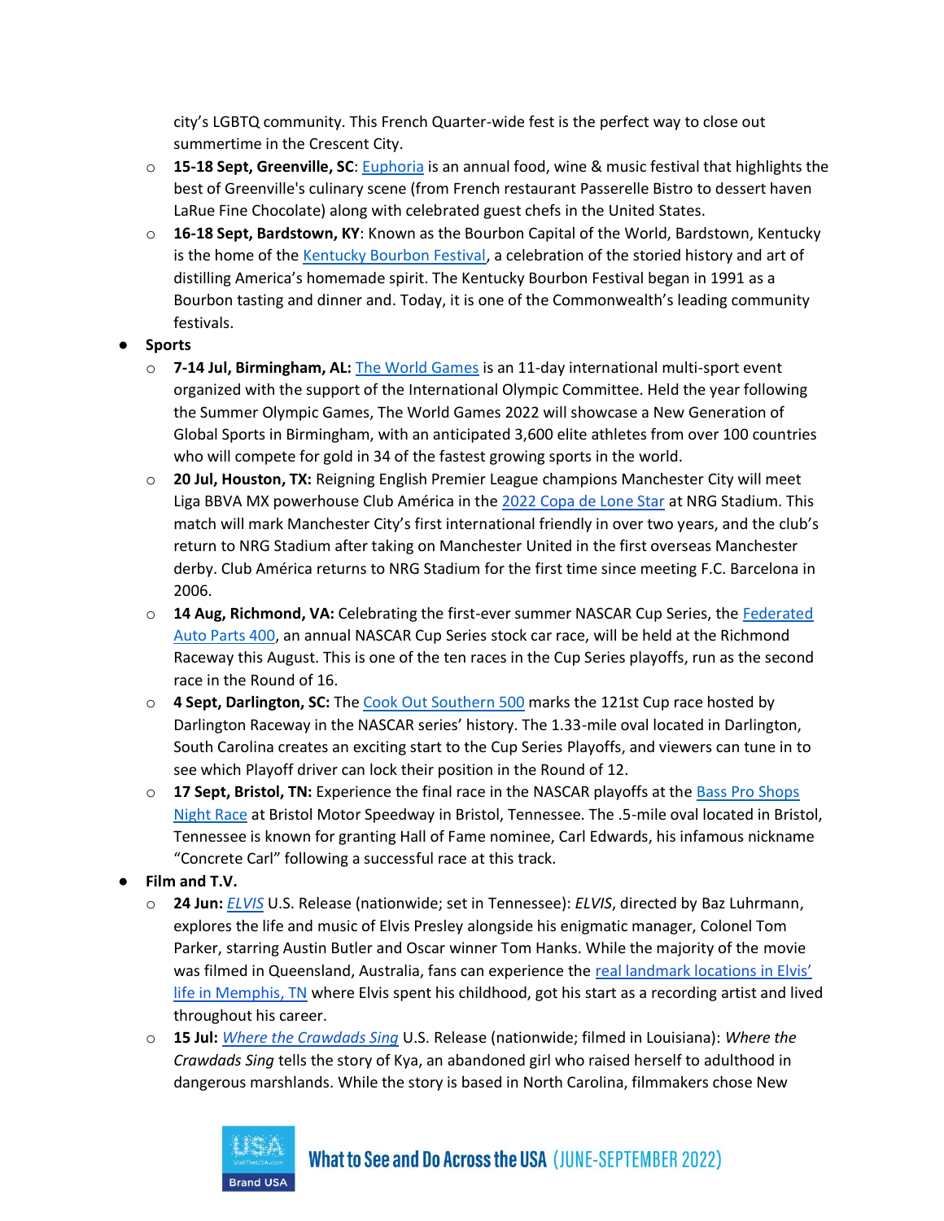city's LGBTQ community. This French Quarter-wide fest is the perfect way to close out summertime in the Crescent City.

  - **15-18 Sept, Greenville, SC**: Euphoria is an annual food, wine & music festival that highlights the best of Greenville's culinary scene (from French restaurant Passerelle Bistro to dessert haven LaRue Fine Chocolate) along with celebrated guest chefs in the United States.
  - **16-18 Sept, Bardstown, KY**: Known as the Bourbon Capital of the World, Bardstown, Kentucky is the home of the Kentucky Bourbon Festival, a celebration of the storied history and art of distilling America's homemade spirit. The Kentucky Bourbon Festival began in 1991 as a Bourbon tasting and dinner and. Today, it is one of the Commonwealth's leading community festivals.

- **Sports**
  - **7-14 Jul, Birmingham, AL:** The World Games is an 11-day international multi-sport event organized with the support of the International Olympic Committee. Held the year following the Summer Olympic Games, The World Games 2022 will showcase a New Generation of Global Sports in Birmingham, with an anticipated 3,600 elite athletes from over 100 countries who will compete for gold in 34 of the fastest growing sports in the world.
  - **20 Jul, Houston, TX:** Reigning English Premier League champions Manchester City will meet Liga BBVA MX powerhouse Club América in the 2022 Copa de Lone Star at NRG Stadium. This match will mark Manchester City's first international friendly in over two years, and the club's return to NRG Stadium after taking on Manchester United in the first overseas Manchester derby. Club América returns to NRG Stadium for the first time since meeting F.C. Barcelona in 2006.
  - **14 Aug, Richmond, VA:** Celebrating the first-ever summer NASCAR Cup Series, the Federated Auto Parts 400, an annual NASCAR Cup Series stock car race, will be held at the Richmond Raceway this August. This is one of the ten races in the Cup Series playoffs, run as the second race in the Round of 16.
  - **4 Sept, Darlington, SC:** The Cook Out Southern 500 marks the 121st Cup race hosted by Darlington Raceway in the NASCAR series' history. The 1.33-mile oval located in Darlington, South Carolina creates an exciting start to the Cup Series Playoffs, and viewers can tune in to see which Playoff driver can lock their position in the Round of 12.
  - **17 Sept, Bristol, TN:** Experience the final race in the NASCAR playoffs at the Bass Pro Shops Night Race at Bristol Motor Speedway in Bristol, Tennessee. The .5-mile oval located in Bristol, Tennessee is known for granting Hall of Fame nominee, Carl Edwards, his infamous nickname "Concrete Carl" following a successful race at this track.

- **Film and T.V.**
  - **24 Jun:** *ELVIS* U.S. Release (nationwide; set in Tennessee): *ELVIS*, directed by Baz Luhrmann, explores the life and music of Elvis Presley alongside his enigmatic manager, Colonel Tom Parker, starring Austin Butler and Oscar winner Tom Hanks. While the majority of the movie was filmed in Queensland, Australia, fans can experience the real landmark locations in Elvis' life in Memphis, TN where Elvis spent his childhood, got his start as a recording artist and lived throughout his career.
  - **15 Jul:** *Where the Crawdads Sing* U.S. Release (nationwide; filmed in Louisiana): *Where the Crawdads Sing* tells the story of Kya, an abandoned girl who raised herself to adulthood in dangerous marshlands. While the story is based in North Carolina, filmmakers chose New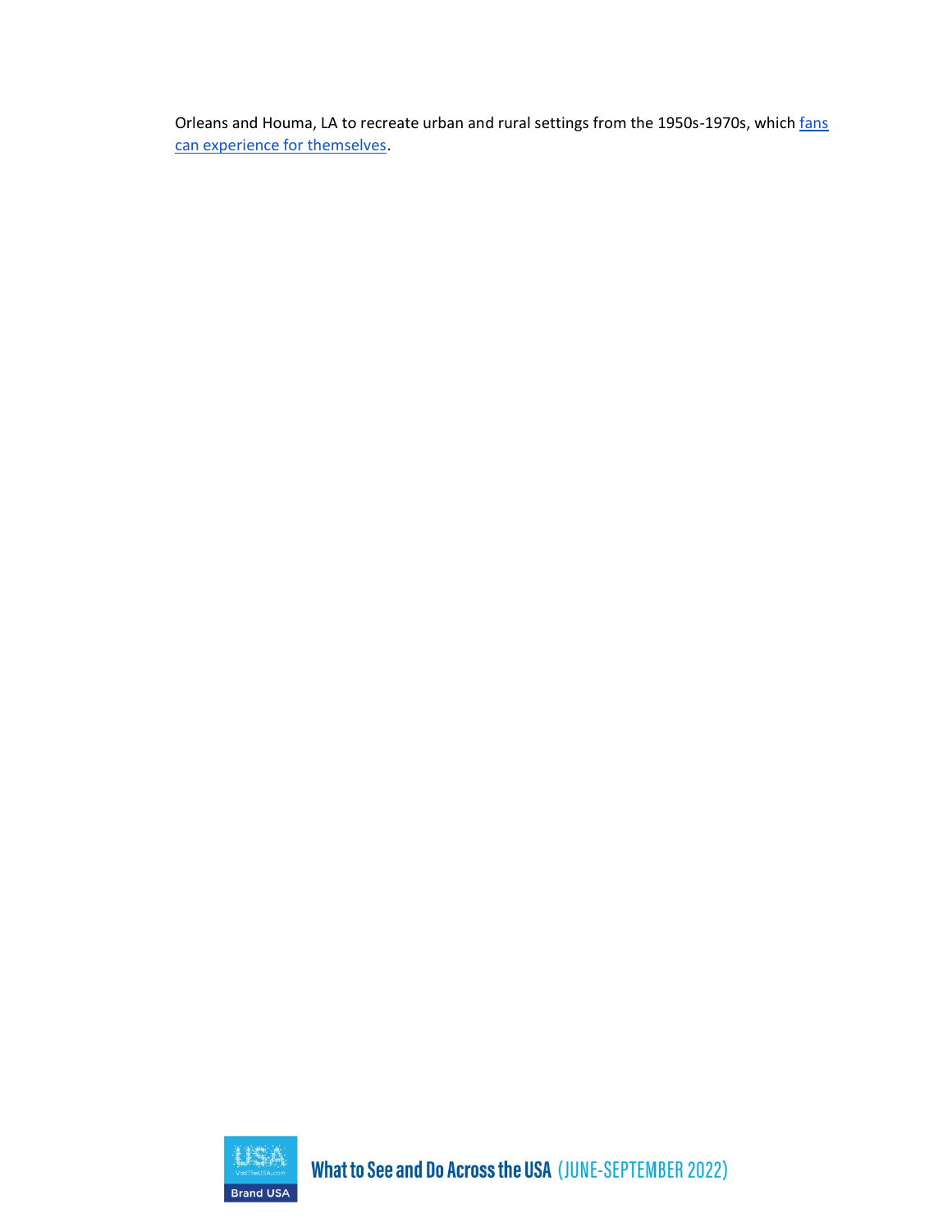Orleans and Houma, LA to recreate urban and rural settings from the 1950s-1970s, which fans can experience for themselves.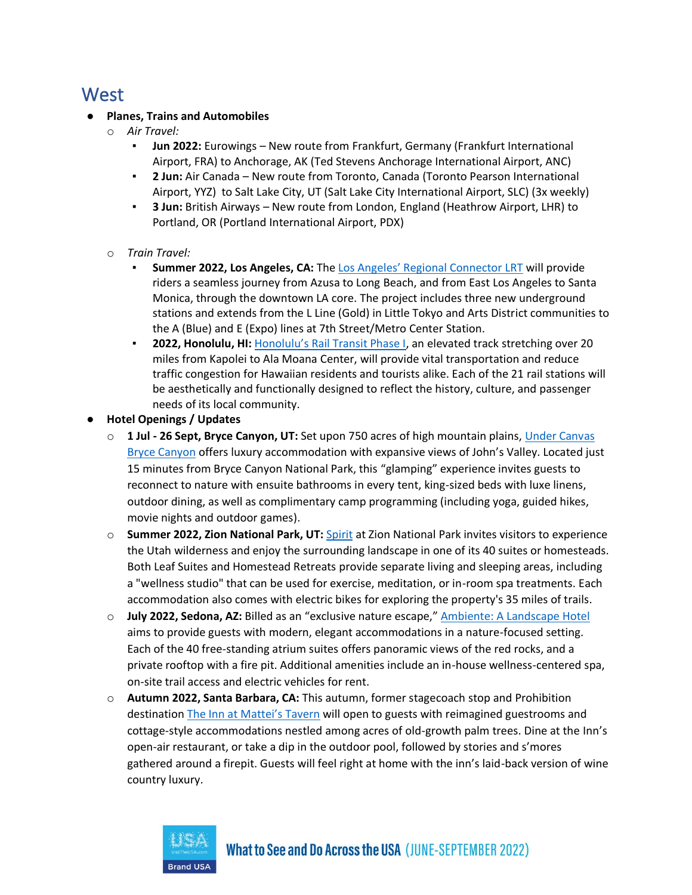# West

- **Planes, Trains and Automobiles**
  - *Air Travel:*
    - **Jun 2022:** Eurowings – New route from Frankfurt, Germany (Frankfurt International Airport, FRA) to Anchorage, AK (Ted Stevens Anchorage International Airport, ANC)
    - **2 Jun:** Air Canada – New route from Toronto, Canada (Toronto Pearson International Airport, YYZ) to Salt Lake City, UT (Salt Lake City International Airport, SLC) (3x weekly)
    - **3 Jun:** British Airways – New route from London, England (Heathrow Airport, LHR) to Portland, OR (Portland International Airport, PDX)
  - *Train Travel:*
    - **Summer 2022, Los Angeles, CA:** The Los Angeles' Regional Connector LRT will provide riders a seamless journey from Azusa to Long Beach, and from East Los Angeles to Santa Monica, through the downtown LA core. The project includes three new underground stations and extends from the L Line (Gold) in Little Tokyo and Arts District communities to the A (Blue) and E (Expo) lines at 7th Street/Metro Center Station.
    - **2022, Honolulu, HI:** Honolulu's Rail Transit Phase I, an elevated track stretching over 20 miles from Kapolei to Ala Moana Center, will provide vital transportation and reduce traffic congestion for Hawaiian residents and tourists alike. Each of the 21 rail stations will be aesthetically and functionally designed to reflect the history, culture, and passenger needs of its local community.
- **Hotel Openings / Updates**
  - **1 Jul - 26 Sept, Bryce Canyon, UT:** Set upon 750 acres of high mountain plains, Under Canvas Bryce Canyon offers luxury accommodation with expansive views of John's Valley. Located just 15 minutes from Bryce Canyon National Park, this "glamping" experience invites guests to reconnect to nature with ensuite bathrooms in every tent, king-sized beds with luxe linens, outdoor dining, as well as complimentary camp programming (including yoga, guided hikes, movie nights and outdoor games).
  - **Summer 2022, Zion National Park, UT:** Spirit at Zion National Park invites visitors to experience the Utah wilderness and enjoy the surrounding landscape in one of its 40 suites or homesteads. Both Leaf Suites and Homestead Retreats provide separate living and sleeping areas, including a "wellness studio" that can be used for exercise, meditation, or in-room spa treatments. Each accommodation also comes with electric bikes for exploring the property's 35 miles of trails.
  - **July 2022, Sedona, AZ:** Billed as an "exclusive nature escape," Ambiente: A Landscape Hotel aims to provide guests with modern, elegant accommodations in a nature-focused setting. Each of the 40 free-standing atrium suites offers panoramic views of the red rocks, and a private rooftop with a fire pit. Additional amenities include an in-house wellness-centered spa, on-site trail access and electric vehicles for rent.
  - **Autumn 2022, Santa Barbara, CA:** This autumn, former stagecoach stop and Prohibition destination The Inn at Mattei's Tavern will open to guests with reimagined guestrooms and cottage-style accommodations nestled among acres of old-growth palm trees. Dine at the Inn's open-air restaurant, or take a dip in the outdoor pool, followed by stories and s'mores gathered around a firepit. Guests will feel right at home with the inn's laid-back version of wine country luxury.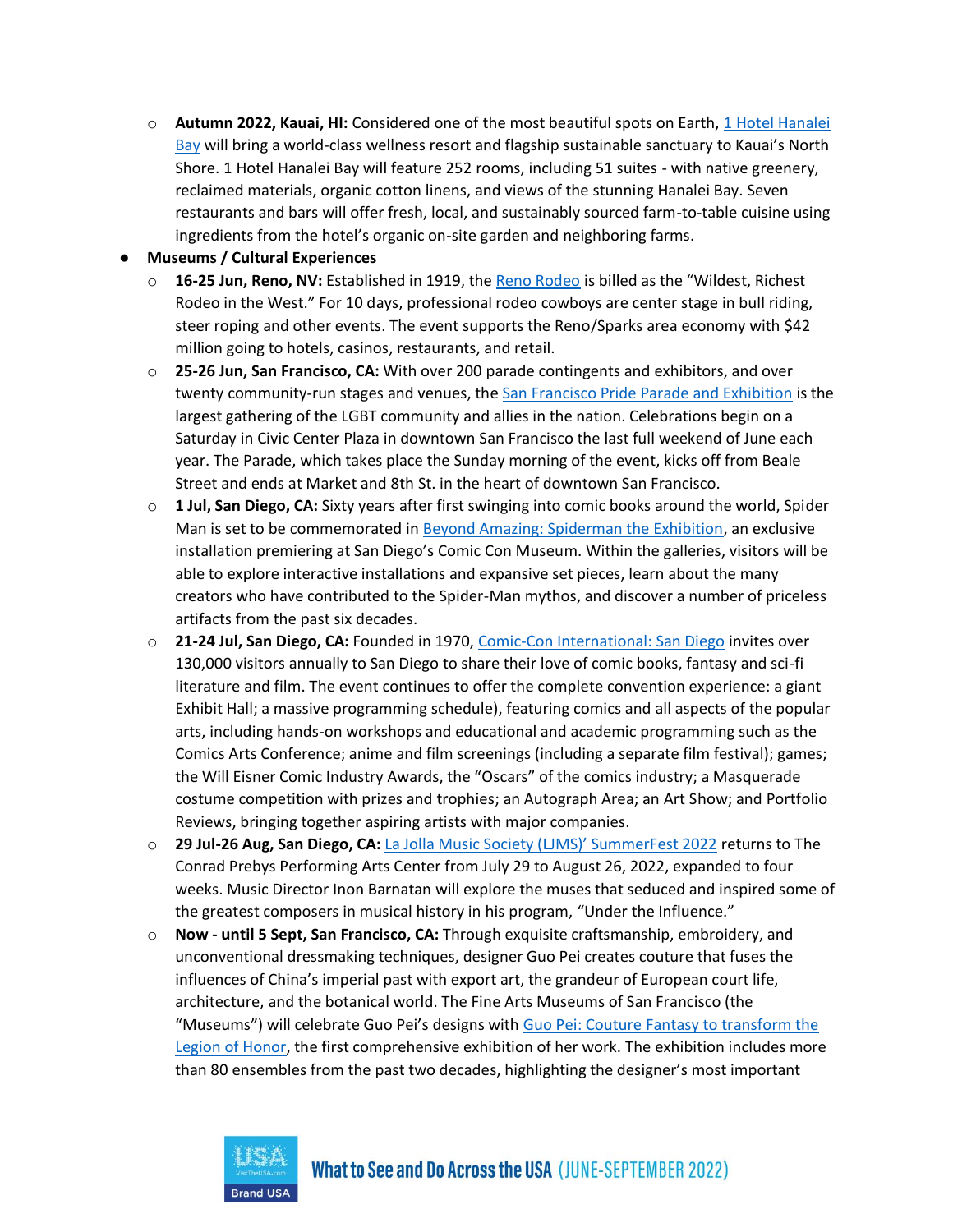- **Autumn 2022, Kauai, HI:** Considered one of the most beautiful spots on Earth, [1 Hotel Hanalei Bay]() will bring a world-class wellness resort and flagship sustainable sanctuary to Kauai's North Shore. 1 Hotel Hanalei Bay will feature 252 rooms, including 51 suites - with native greenery, reclaimed materials, organic cotton linens, and views of the stunning Hanalei Bay. Seven restaurants and bars will offer fresh, local, and sustainably sourced farm-to-table cuisine using ingredients from the hotel's organic on-site garden and neighboring farms.

- **Museums / Cultural Experiences**
  - **16-25 Jun, Reno, NV:** Established in 1919, the [Reno Rodeo]() is billed as the "Wildest, Richest Rodeo in the West." For 10 days, professional rodeo cowboys are center stage in bull riding, steer roping and other events. The event supports the Reno/Sparks area economy with $42 million going to hotels, casinos, restaurants, and retail.
  - **25-26 Jun, San Francisco, CA:** With over 200 parade contingents and exhibitors, and over twenty community-run stages and venues, the [San Francisco Pride Parade and Exhibition]() is the largest gathering of the LGBT community and allies in the nation. Celebrations begin on a Saturday in Civic Center Plaza in downtown San Francisco the last full weekend of June each year. The Parade, which takes place the Sunday morning of the event, kicks off from Beale Street and ends at Market and 8th St. in the heart of downtown San Francisco.
  - **1 Jul, San Diego, CA:** Sixty years after first swinging into comic books around the world, Spider Man is set to be commemorated in [Beyond Amazing: Spiderman the Exhibition](), an exclusive installation premiering at San Diego's Comic Con Museum. Within the galleries, visitors will be able to explore interactive installations and expansive set pieces, learn about the many creators who have contributed to the Spider-Man mythos, and discover a number of priceless artifacts from the past six decades.
  - **21-24 Jul, San Diego, CA:** Founded in 1970, [Comic-Con International: San Diego]() invites over 130,000 visitors annually to San Diego to share their love of comic books, fantasy and sci-fi literature and film. The event continues to offer the complete convention experience: a giant Exhibit Hall; a massive programming schedule), featuring comics and all aspects of the popular arts, including hands-on workshops and educational and academic programming such as the Comics Arts Conference; anime and film screenings (including a separate film festival); games; the Will Eisner Comic Industry Awards, the "Oscars" of the comics industry; a Masquerade costume competition with prizes and trophies; an Autograph Area; an Art Show; and Portfolio Reviews, bringing together aspiring artists with major companies.
  - **29 Jul-26 Aug, San Diego, CA:** [La Jolla Music Society (LJMS)' SummerFest 2022]() returns to The Conrad Prebys Performing Arts Center from July 29 to August 26, 2022, expanded to four weeks. Music Director Inon Barnatan will explore the muses that seduced and inspired some of the greatest composers in musical history in his program, "Under the Influence."
  - **Now - until 5 Sept, San Francisco, CA:** Through exquisite craftsmanship, embroidery, and unconventional dressmaking techniques, designer Guo Pei creates couture that fuses the influences of China's imperial past with export art, the grandeur of European court life, architecture, and the botanical world. The Fine Arts Museums of San Francisco (the "Museums") will celebrate Guo Pei's designs with [Guo Pei: Couture Fantasy to transform the Legion of Honor](), the first comprehensive exhibition of her work. The exhibition includes more than 80 ensembles from the past two decades, highlighting the designer's most important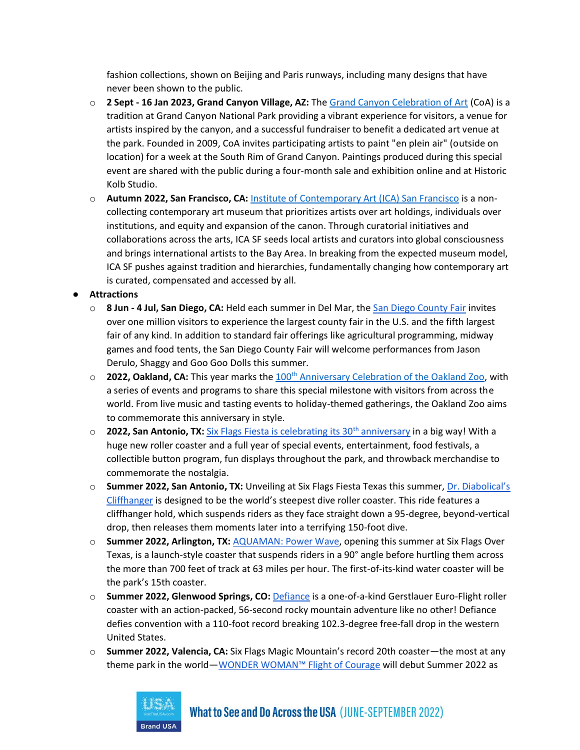fashion collections, shown on Beijing and Paris runways, including many designs that have never been shown to the public.

  - **2 Sept - 16 Jan 2023, Grand Canyon Village, AZ:** The Grand Canyon Celebration of Art (CoA) is a tradition at Grand Canyon National Park providing a vibrant experience for visitors, a venue for artists inspired by the canyon, and a successful fundraiser to benefit a dedicated art venue at the park. Founded in 2009, CoA invites participating artists to paint "en plein air" (outside on location) for a week at the South Rim of Grand Canyon. Paintings produced during this special event are shared with the public during a four-month sale and exhibition online and at Historic Kolb Studio.
  - **Autumn 2022, San Francisco, CA:** Institute of Contemporary Art (ICA) San Francisco is a non-collecting contemporary art museum that prioritizes artists over art holdings, individuals over institutions, and equity and expansion of the canon. Through curatorial initiatives and collaborations across the arts, ICA SF seeds local artists and curators into global consciousness and brings international artists to the Bay Area. In breaking from the expected museum model, ICA SF pushes against tradition and hierarchies, fundamentally changing how contemporary art is curated, compensated and accessed by all.

- **Attractions**
  - **8 Jun - 4 Jul, San Diego, CA:** Held each summer in Del Mar, the San Diego County Fair invites over one million visitors to experience the largest county fair in the U.S. and the fifth largest fair of any kind. In addition to standard fair offerings like agricultural programming, midway games and food tents, the San Diego County Fair will welcome performances from Jason Derulo, Shaggy and Goo Goo Dolls this summer.
  - **2022, Oakland, CA:** This year marks the 100th Anniversary Celebration of the Oakland Zoo, with a series of events and programs to share this special milestone with visitors from across the world. From live music and tasting events to holiday-themed gatherings, the Oakland Zoo aims to commemorate this anniversary in style.
  - **2022, San Antonio, TX:** Six Flags Fiesta is celebrating its 30th anniversary in a big way! With a huge new roller coaster and a full year of special events, entertainment, food festivals, a collectible button program, fun displays throughout the park, and throwback merchandise to commemorate the nostalgia.
  - **Summer 2022, San Antonio, TX:** Unveiling at Six Flags Fiesta Texas this summer, Dr. Diabolical's Cliffhanger is designed to be the world's steepest dive roller coaster. This ride features a cliffhanger hold, which suspends riders as they face straight down a 95-degree, beyond-vertical drop, then releases them moments later into a terrifying 150-foot dive.
  - **Summer 2022, Arlington, TX:** AQUAMAN: Power Wave, opening this summer at Six Flags Over Texas, is a launch-style coaster that suspends riders in a 90° angle before hurtling them across the more than 700 feet of track at 63 miles per hour. The first-of-its-kind water coaster will be the park's 15th coaster.
  - **Summer 2022, Glenwood Springs, CO:** Defiance is a one-of-a-kind Gerstlauer Euro-Flight roller coaster with an action-packed, 56-second rocky mountain adventure like no other! Defiance defies convention with a 110-foot record breaking 102.3-degree free-fall drop in the western United States.
  - **Summer 2022, Valencia, CA:** Six Flags Magic Mountain's record 20th coaster—the most at any theme park in the world—WONDER WOMAN™ Flight of Courage will debut Summer 2022 as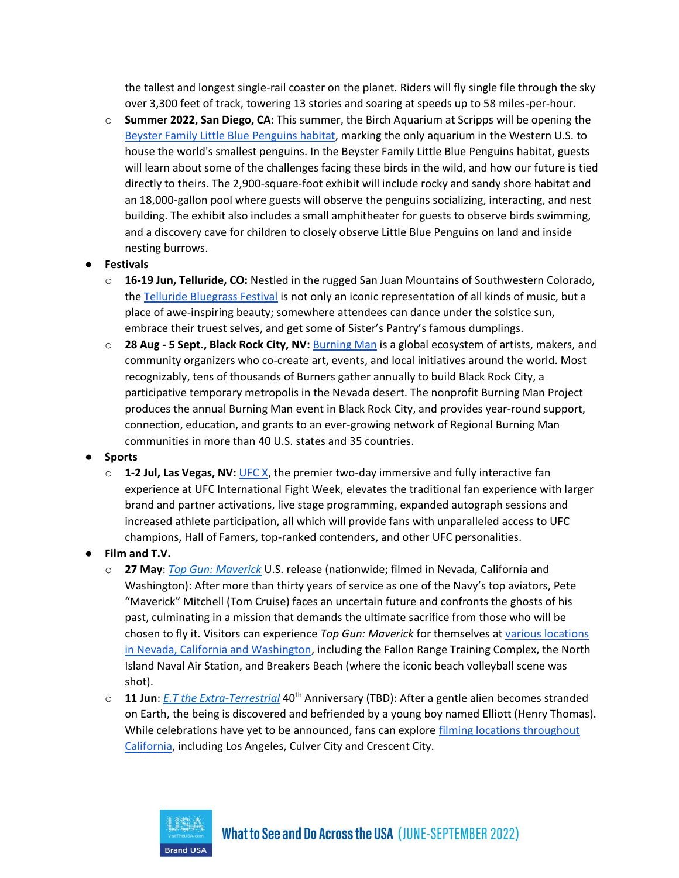the tallest and longest single-rail coaster on the planet. Riders will fly single file through the sky over 3,300 feet of track, towering 13 stories and soaring at speeds up to 58 miles-per-hour.

- **Summer 2022, San Diego, CA:** This summer, the Birch Aquarium at Scripps will be opening the Beyster Family Little Blue Penguins habitat, marking the only aquarium in the Western U.S. to house the world's smallest penguins. In the Beyster Family Little Blue Penguins habitat, guests will learn about some of the challenges facing these birds in the wild, and how our future is tied directly to theirs. The 2,900-square-foot exhibit will include rocky and sandy shore habitat and an 18,000-gallon pool where guests will observe the penguins socializing, interacting, and nest building. The exhibit also includes a small amphitheater for guests to observe birds swimming, and a discovery cave for children to closely observe Little Blue Penguins on land and inside nesting burrows.

- **Festivals**
  - **16-19 Jun, Telluride, CO:** Nestled in the rugged San Juan Mountains of Southwestern Colorado, the Telluride Bluegrass Festival is not only an iconic representation of all kinds of music, but a place of awe-inspiring beauty; somewhere attendees can dance under the solstice sun, embrace their truest selves, and get some of Sister's Pantry's famous dumplings.
  - **28 Aug - 5 Sept., Black Rock City, NV:** Burning Man is a global ecosystem of artists, makers, and community organizers who co-create art, events, and local initiatives around the world. Most recognizably, tens of thousands of Burners gather annually to build Black Rock City, a participative temporary metropolis in the Nevada desert. The nonprofit Burning Man Project produces the annual Burning Man event in Black Rock City, and provides year-round support, connection, education, and grants to an ever-growing network of Regional Burning Man communities in more than 40 U.S. states and 35 countries.
- **Sports**
  - **1-2 Jul, Las Vegas, NV:** UFC X, the premier two-day immersive and fully interactive fan experience at UFC International Fight Week, elevates the traditional fan experience with larger brand and partner activations, live stage programming, expanded autograph sessions and increased athlete participation, all which will provide fans with unparalleled access to UFC champions, Hall of Famers, top-ranked contenders, and other UFC personalities.
- **Film and T.V.**
  - **27 May**: *Top Gun: Maverick* U.S. release (nationwide; filmed in Nevada, California and Washington): After more than thirty years of service as one of the Navy's top aviators, Pete "Maverick" Mitchell (Tom Cruise) faces an uncertain future and confronts the ghosts of his past, culminating in a mission that demands the ultimate sacrifice from those who will be chosen to fly it. Visitors can experience *Top Gun: Maverick* for themselves at various locations in Nevada, California and Washington, including the Fallon Range Training Complex, the North Island Naval Air Station, and Breakers Beach (where the iconic beach volleyball scene was shot).
  - **11 Jun**: *E.T the Extra-Terrestrial* 40th Anniversary (TBD): After a gentle alien becomes stranded on Earth, the being is discovered and befriended by a young boy named Elliott (Henry Thomas). While celebrations have yet to be announced, fans can explore filming locations throughout California, including Los Angeles, Culver City and Crescent City.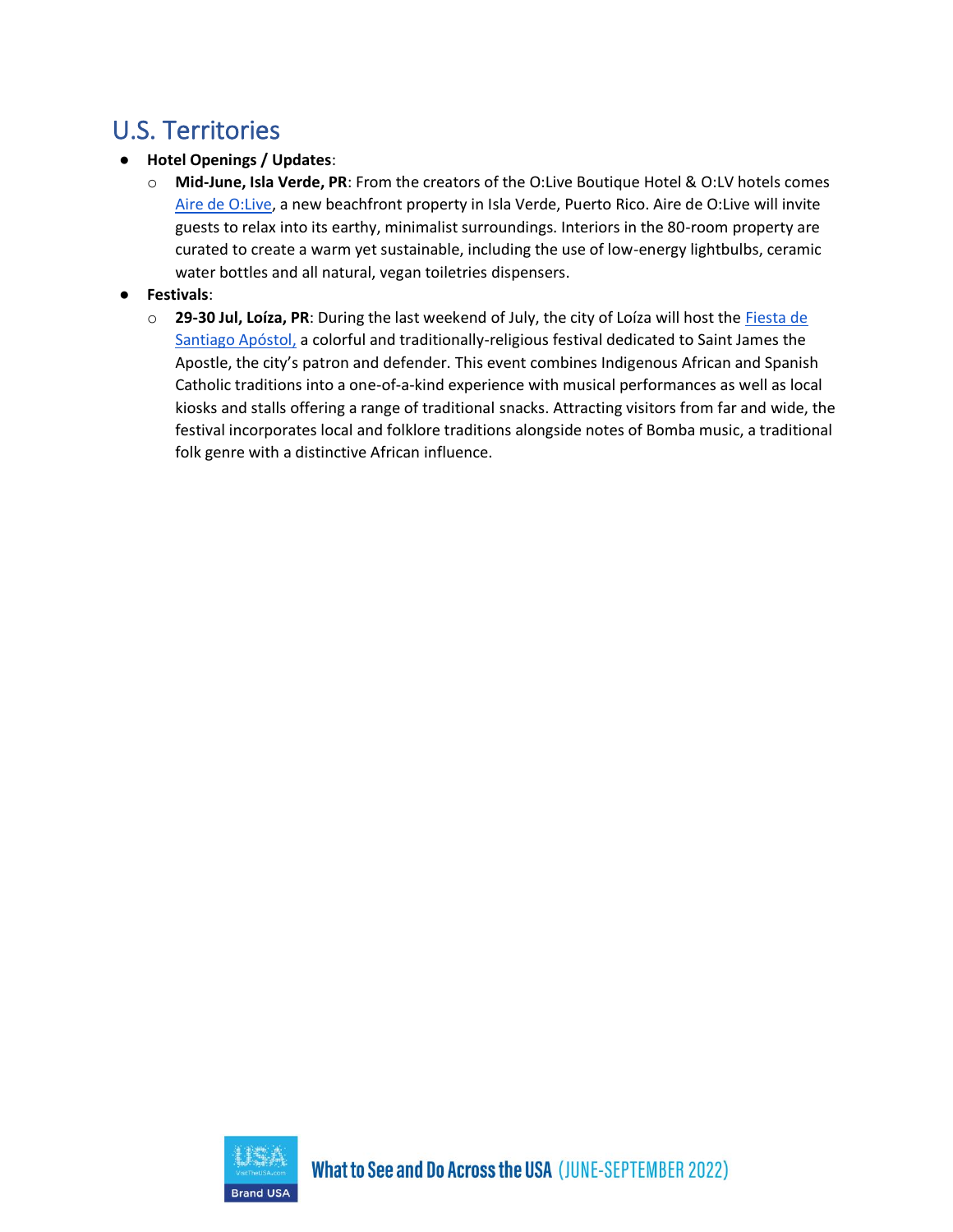## U.S. Territories

- **Hotel Openings / Updates**:
  - **Mid-June, Isla Verde, PR**: From the creators of the O:Live Boutique Hotel & O:LV hotels comes Aire de O:Live, a new beachfront property in Isla Verde, Puerto Rico. Aire de O:Live will invite guests to relax into its earthy, minimalist surroundings. Interiors in the 80-room property are curated to create a warm yet sustainable, including the use of low-energy lightbulbs, ceramic water bottles and all natural, vegan toiletries dispensers.
- **Festivals**:
  - **29-30 Jul, Loíza, PR**: During the last weekend of July, the city of Loíza will host the Fiesta de Santiago Apóstol, a colorful and traditionally-religious festival dedicated to Saint James the Apostle, the city's patron and defender. This event combines Indigenous African and Spanish Catholic traditions into a one-of-a-kind experience with musical performances as well as local kiosks and stalls offering a range of traditional snacks. Attracting visitors from far and wide, the festival incorporates local and folklore traditions alongside notes of Bomba music, a traditional folk genre with a distinctive African influence.